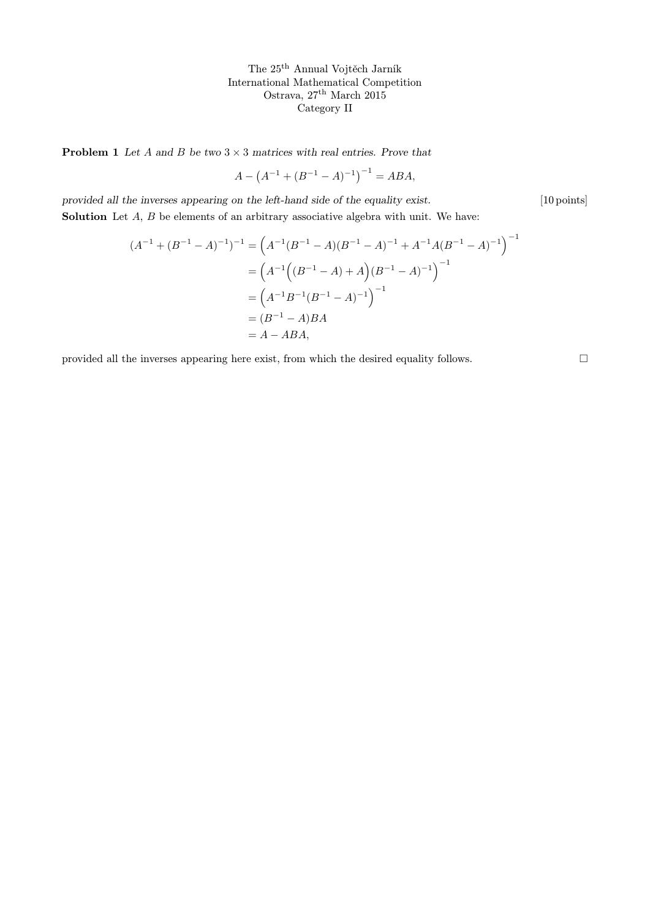The 25th Annual Vojtěch Jarník
International Mathematical Competition
Ostrava, 27th March 2015
Category II

**Problem 1** *Let $A$ and $B$ be two $3 \times 3$ matrices with real entries. Prove that*

$$A - \left(A^{-1} + (B^{-1} - A)^{-1}\right)^{-1} = ABA,$$

*provided all the inverses appearing on the left-hand side of the equality exist.* [10 points]

**Solution** Let $A$, $B$ be elements of an arbitrary associative algebra with unit. We have:

$$\begin{aligned}
(A^{-1} + (B^{-1} - A)^{-1})^{-1} &= \Big(A^{-1}(B^{-1} - A)(B^{-1} - A)^{-1} + A^{-1}A(B^{-1} - A)^{-1}\Big)^{-1} \\
&= \Big(A^{-1}\Big((B^{-1} - A) + A\Big)(B^{-1} - A)^{-1}\Big)^{-1} \\
&= \Big(A^{-1}B^{-1}(B^{-1} - A)^{-1}\Big)^{-1} \\
&= (B^{-1} - A)BA \\
&= A - ABA,
\end{aligned}$$

provided all the inverses appearing here exist, from which the desired equality follows. □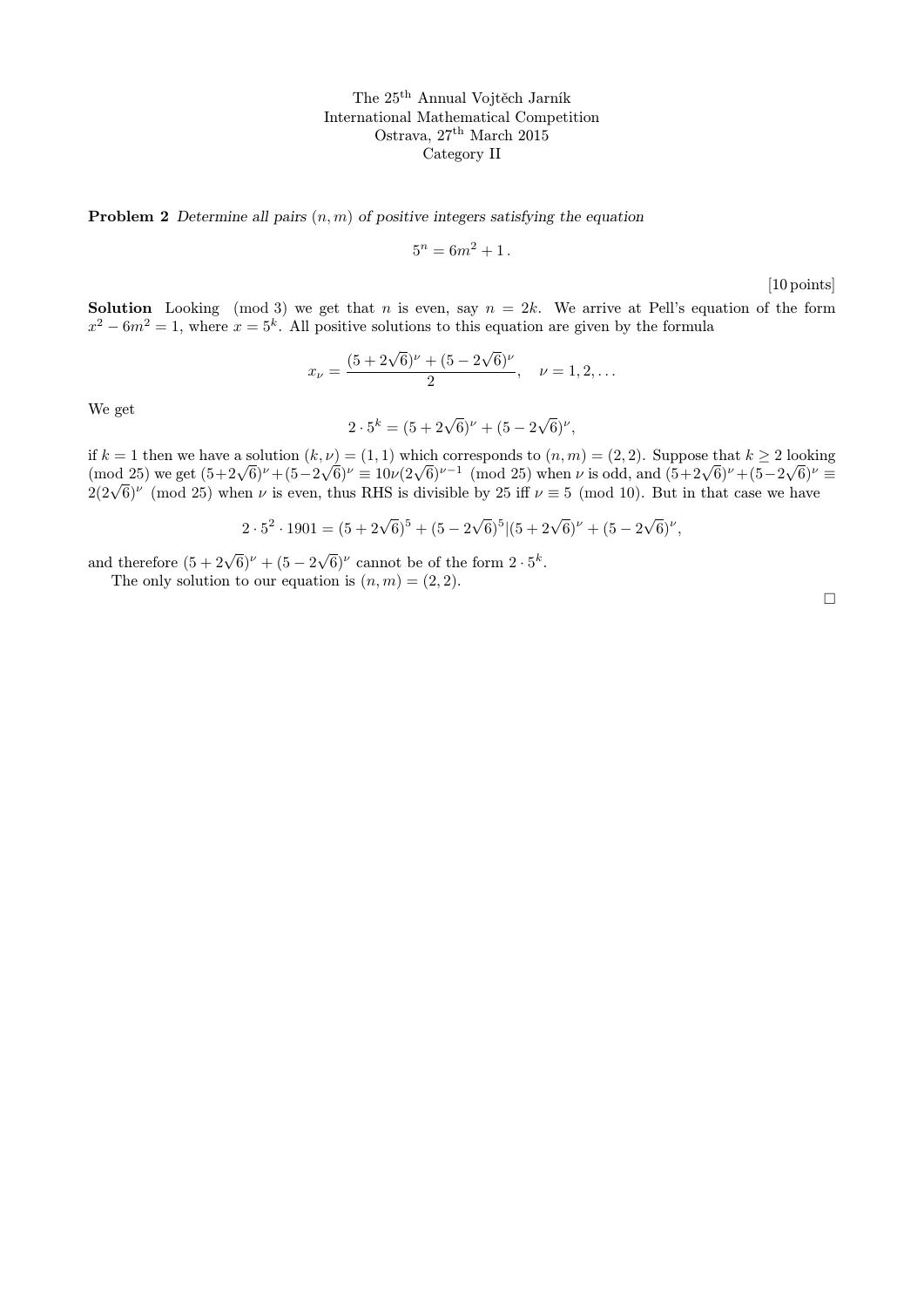The 25[th] Annual Vojtěch Jarník
International Mathematical Competition
Ostrava, 27[th] March 2015
Category II

**Problem 2** *Determine all pairs $(n, m)$ of positive integers satisfying the equation*

$$5^n = 6m^2 + 1\,.$$

[10 points]

**Solution** Looking $\pmod 3$ we get that $n$ is even, say $n = 2k$. We arrive at Pell's equation of the form $x^2 - 6m^2 = 1$, where $x = 5^k$. All positive solutions to this equation are given by the formula

$$x_\nu = \frac{(5+2\sqrt{6})^\nu + (5-2\sqrt{6})^\nu}{2}, \quad \nu = 1, 2, \ldots$$

We get

$$2 \cdot 5^k = (5+2\sqrt{6})^\nu + (5-2\sqrt{6})^\nu,$$

if $k = 1$ then we have a solution $(k, \nu) = (1, 1)$ which corresponds to $(n, m) = (2, 2)$. Suppose that $k \geq 2$ looking $\pmod{25}$ we get $(5+2\sqrt{6})^\nu + (5-2\sqrt{6})^\nu \equiv 10\nu(2\sqrt{6})^{\nu-1} \pmod{25}$ when $\nu$ is odd, and $(5+2\sqrt{6})^\nu + (5-2\sqrt{6})^\nu \equiv 2(2\sqrt{6})^\nu \pmod{25}$ when $\nu$ is even, thus RHS is divisible by 25 iff $\nu \equiv 5 \pmod{10}$. But in that case we have

$$2 \cdot 5^2 \cdot 1901 = (5+2\sqrt{6})^5 + (5-2\sqrt{6})^5 | (5+2\sqrt{6})^\nu + (5-2\sqrt{6})^\nu,$$

and therefore $(5+2\sqrt{6})^\nu + (5-2\sqrt{6})^\nu$ cannot be of the form $2 \cdot 5^k$.

The only solution to our equation is $(n, m) = (2, 2)$.

□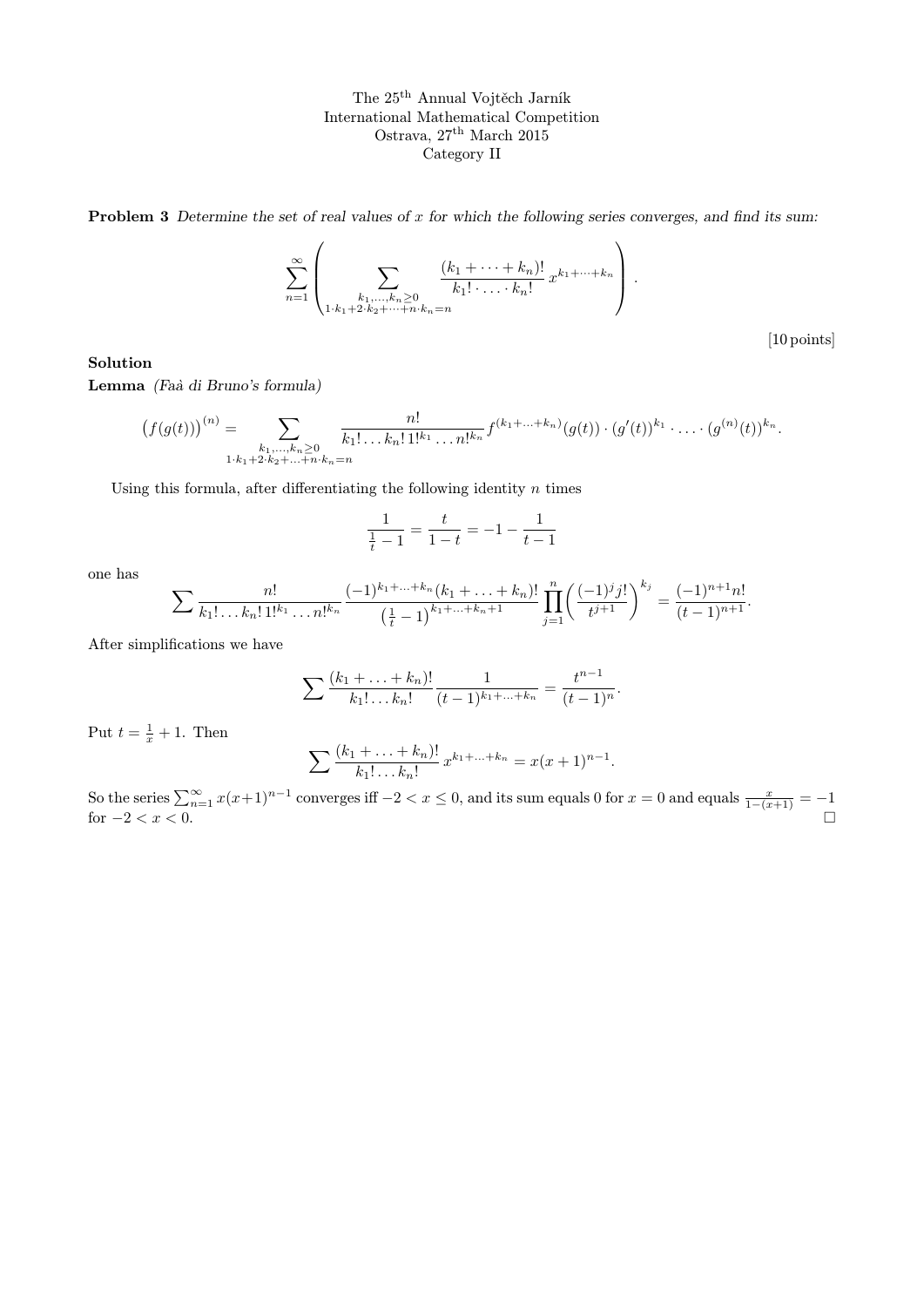The 25[th] Annual Vojtěch Jarník
International Mathematical Competition
Ostrava, 27[th] March 2015
Category II

**Problem 3** *Determine the set of real values of $x$ for which the following series converges, and find its sum:*

$$\sum_{n=1}^{\infty} \left( \sum_{\substack{k_1,\dots,k_n \geq 0 \\ 1\cdot k_1 + 2\cdot k_2 + \dots + n\cdot k_n = n}} \frac{(k_1 + \dots + k_n)!}{k_1! \cdot \ldots \cdot k_n!} \, x^{k_1 + \dots + k_n} \right).$$

[10 points]

**Solution**

**Lemma** *(Faà di Bruno's formula)*

$$\big(f(g(t))\big)^{(n)} = \sum_{\substack{k_1,\dots,k_n \geq 0 \\ 1\cdot k_1 + 2\cdot k_2 + \dots + n\cdot k_n = n}} \frac{n!}{k_1! \dots k_n! \, 1!^{k_1} \dots n!^{k_n}} f^{(k_1+\dots+k_n)}(g(t)) \cdot (g'(t))^{k_1} \cdot \ldots \cdot (g^{(n)}(t))^{k_n}.$$

Using this formula, after differentiating the following identity $n$ times

$$\frac{1}{\frac{1}{t} - 1} = \frac{t}{1-t} = -1 - \frac{1}{t-1}$$

one has

$$\sum \frac{n!}{k_1! \dots k_n! \, 1!^{k_1} \dots n!^{k_n}} \frac{(-1)^{k_1+\dots+k_n}(k_1 + \dots + k_n)!}{\left(\frac{1}{t} - 1\right)^{k_1+\dots+k_n+1}} \prod_{j=1}^{n} \left( \frac{(-1)^j j!}{t^{j+1}} \right)^{k_j} = \frac{(-1)^{n+1} n!}{(t-1)^{n+1}}.$$

After simplifications we have

$$\sum \frac{(k_1 + \dots + k_n)!}{k_1! \dots k_n!} \frac{1}{(t-1)^{k_1+\dots+k_n}} = \frac{t^{n-1}}{(t-1)^n}.$$

Put $t = \frac{1}{x} + 1$. Then

$$\sum \frac{(k_1 + \dots + k_n)!}{k_1! \dots k_n!} \, x^{k_1+\dots+k_n} = x(x+1)^{n-1}.$$

So the series $\sum_{n=1}^{\infty} x(x+1)^{n-1}$ converges iff $-2 < x \leq 0$, and its sum equals $0$ for $x = 0$ and equals $\frac{x}{1-(x+1)} = -1$ for $-2 < x < 0$. □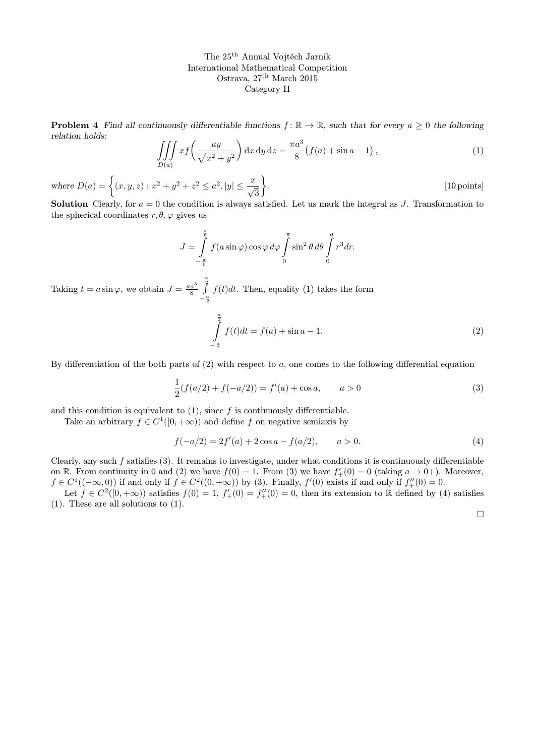The 25[th] Annual Vojtěch Jarník
International Mathematical Competition
Ostrava, 27[th] March 2015
Category II

**Problem 4** *Find all continuously differentiable functions $f\colon \mathbb{R} \to \mathbb{R}$, such that for every $a \geq 0$ the following relation holds:*

$$\iiint\limits_{D(a)} x f\left(\frac{ay}{\sqrt{x^2+y^2}}\right) \mathrm{d}x\,\mathrm{d}y\,\mathrm{d}z = \frac{\pi a^3}{8}\big(f(a) + \sin a - 1\big), \tag{1}$$

*where* $D(a) = \left\{(x,y,z) : x^2+y^2+z^2 \leq a^2, |y| \leq \dfrac{x}{\sqrt{3}}\right\}$. [10 points]

**Solution** Clearly, for $a = 0$ the condition is always satisfied. Let us mark the integral as $J$. Transformation to the spherical coordinates $r, \theta, \varphi$ gives us

$$J = \int\limits_{-\frac{\pi}{6}}^{\frac{\pi}{6}} f(a\sin\varphi)\cos\varphi\, d\varphi \int\limits_{0}^{\pi} \sin^2\theta\, d\theta \int\limits_{0}^{a} r^3 dr.$$

Taking $t = a\sin\varphi$, we obtain $J = \frac{\pi a^3}{8} \int\limits_{-\frac{a}{2}}^{\frac{a}{2}} f(t)dt$. Then, equality (1) takes the form

$$\int\limits_{-\frac{a}{2}}^{\frac{a}{2}} f(t)dt = f(a) + \sin a - 1. \tag{2}$$

By differentiation of the both parts of (2) with respect to $a$, one comes to the following differential equation

$$\frac{1}{2}(f(a/2) + f(-a/2)) = f'(a) + \cos a, \qquad a > 0 \tag{3}$$

and this condition is equivalent to (1), since $f$ is continuously differentiable.

Take an arbitrary $f \in C^1([0,+\infty))$ and define $f$ on negative semiaxis by

$$f(-a/2) = 2f'(a) + 2\cos a - f(a/2), \qquad a > 0. \tag{4}$$

Clearly, any such $f$ satisfies (3). It remains to investigate, under what conditions it is continuously differentiable on $\mathbb{R}$. From continuity in 0 and (2) we have $f(0) = 1$. From (3) we have $f'_+(0) = 0$ (taking $a \to 0+$). Moreover, $f \in C^1((-\infty,0))$ if and only if $f \in C^2((0,+\infty))$ by (3). Finally, $f'(0)$ exists if and only if $f''_+(0) = 0$.

Let $f \in C^2([0,+\infty))$ satisfies $f(0) = 1$, $f'_+(0) = f''_+(0) = 0$, then its extension to $\mathbb{R}$ defined by (4) satisfies (1). These are all solutions to (1).

□